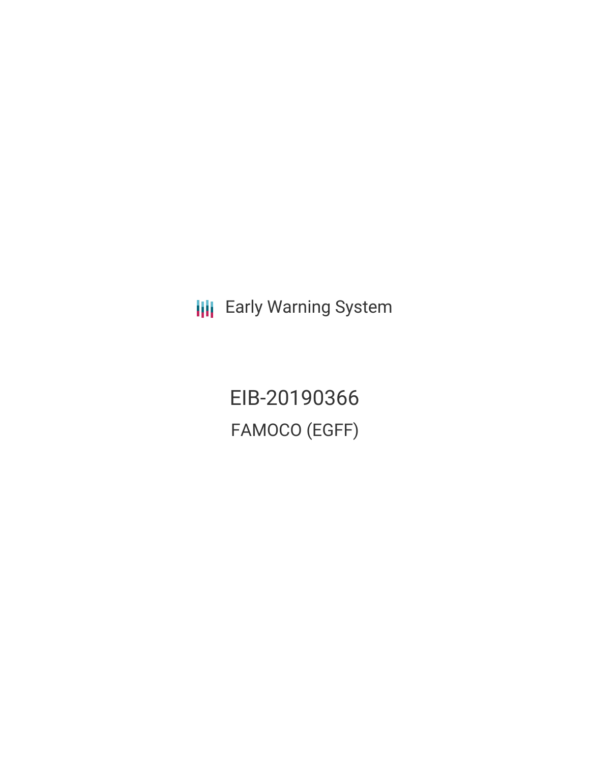Early Warning System

# EIB-20190366

## FAMOCO (EGFF)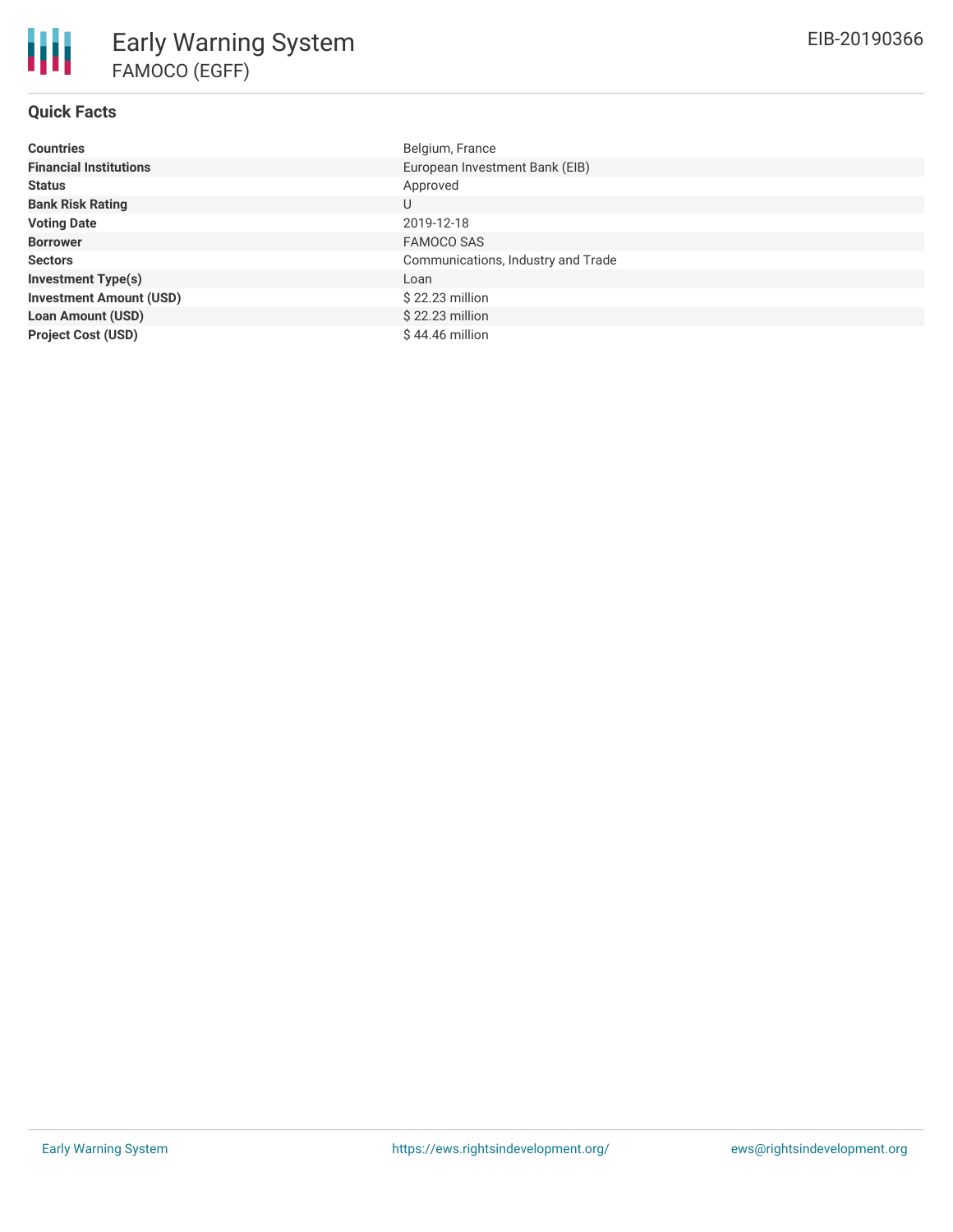# Early Warning System

## FAMOCO (EGFF)

EIB-20190366

### Quick Facts

| | |
|---|---|
| **Countries** | Belgium, France |
| **Financial Institutions** | European Investment Bank (EIB) |
| **Status** | Approved |
| **Bank Risk Rating** | U |
| **Voting Date** | 2019-12-18 |
| **Borrower** | FAMOCO SAS |
| **Sectors** | Communications, Industry and Trade |
| **Investment Type(s)** | Loan |
| **Investment Amount (USD)** | $ 22.23 million |
| **Loan Amount (USD)** | $ 22.23 million |
| **Project Cost (USD)** | $ 44.46 million |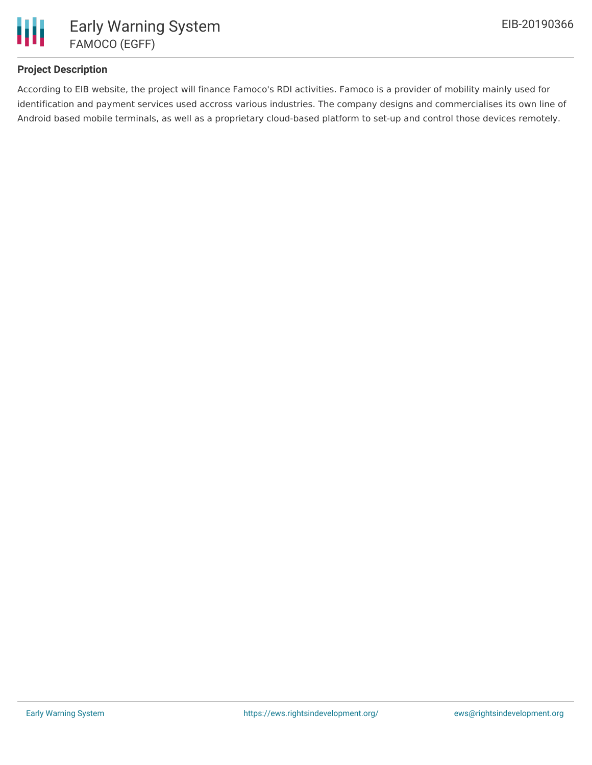## Project Description

According to EIB website, the project will finance Famoco's RDI activities. Famoco is a provider of mobility mainly used for identification and payment services used accross various industries. The company designs and commercialises its own line of Android based mobile terminals, as well as a proprietary cloud-based platform to set-up and control those devices remotely.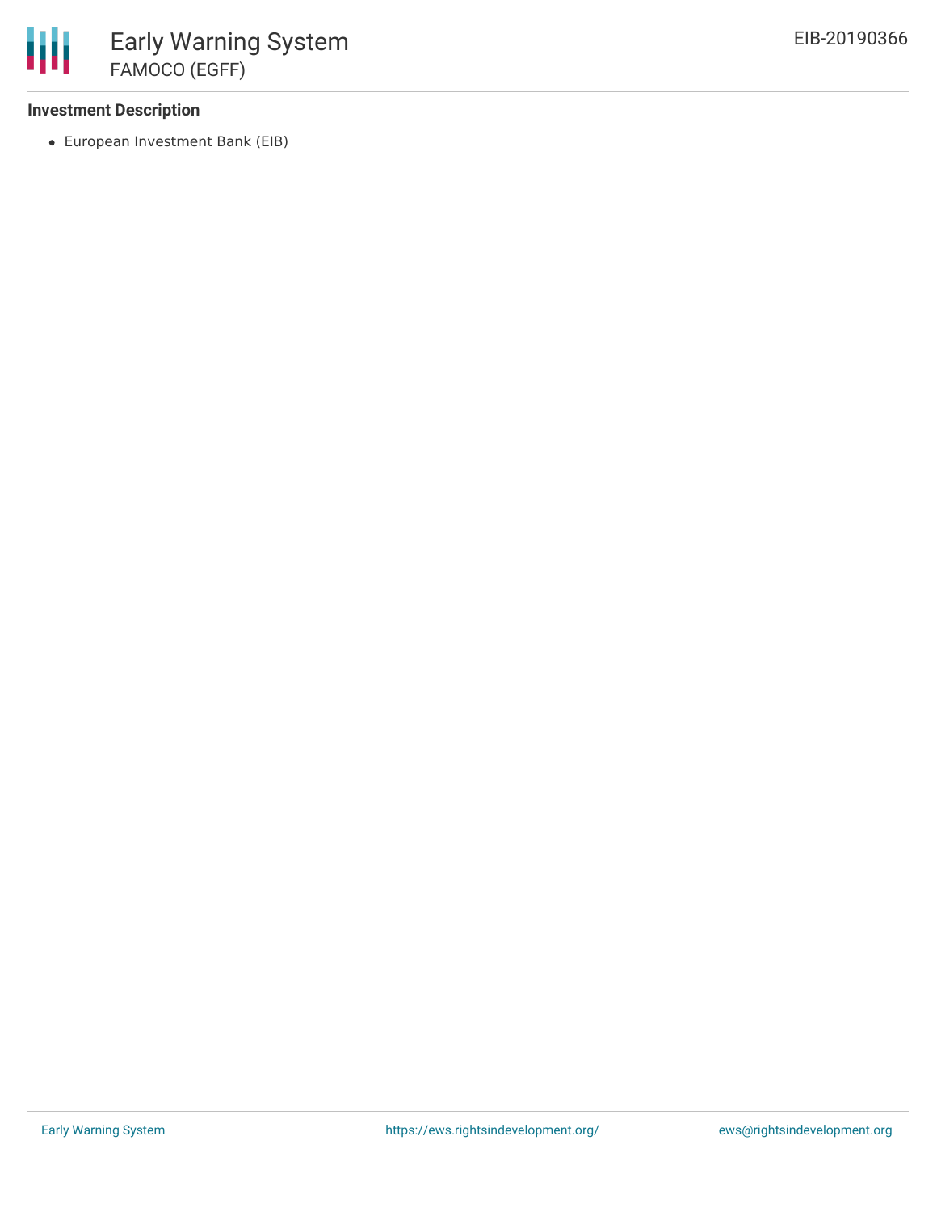**Investment Description**

- European Investment Bank (EIB)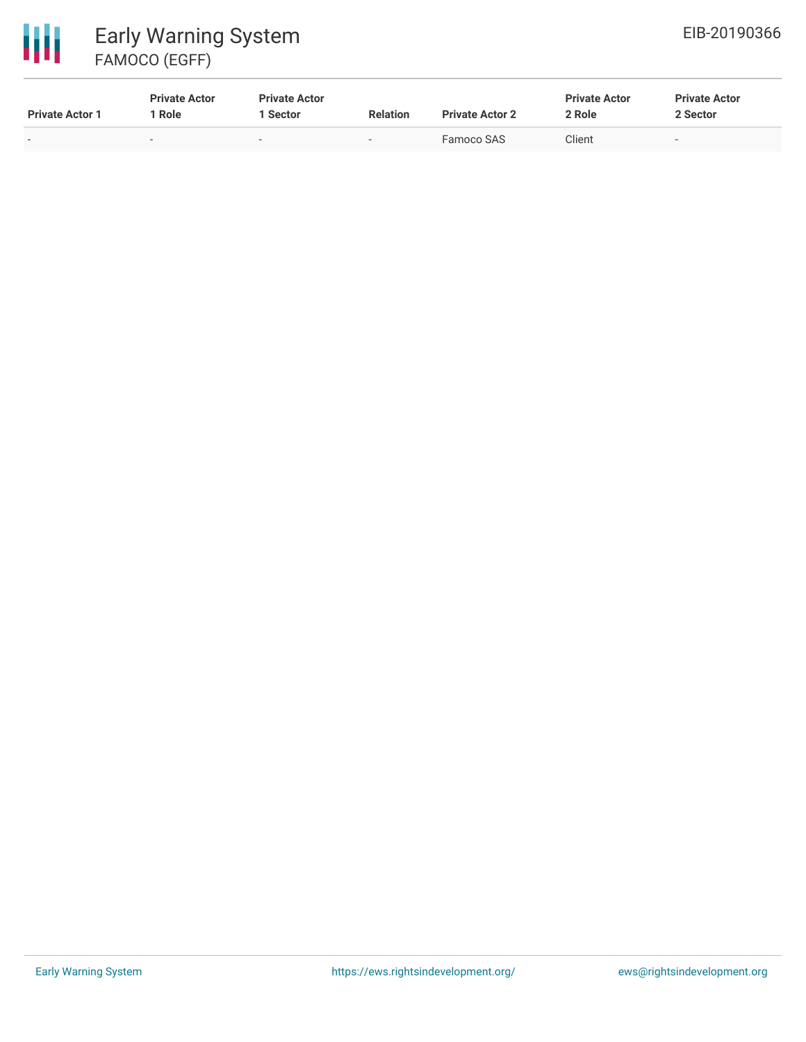| Private Actor 1 | Private Actor 1 Role | Private Actor 1 Sector | Relation | Private Actor 2 | Private Actor 2 Role | Private Actor 2 Sector |
|---|---|---|---|---|---|---|
| - | - | - | - | Famoco SAS | Client | - |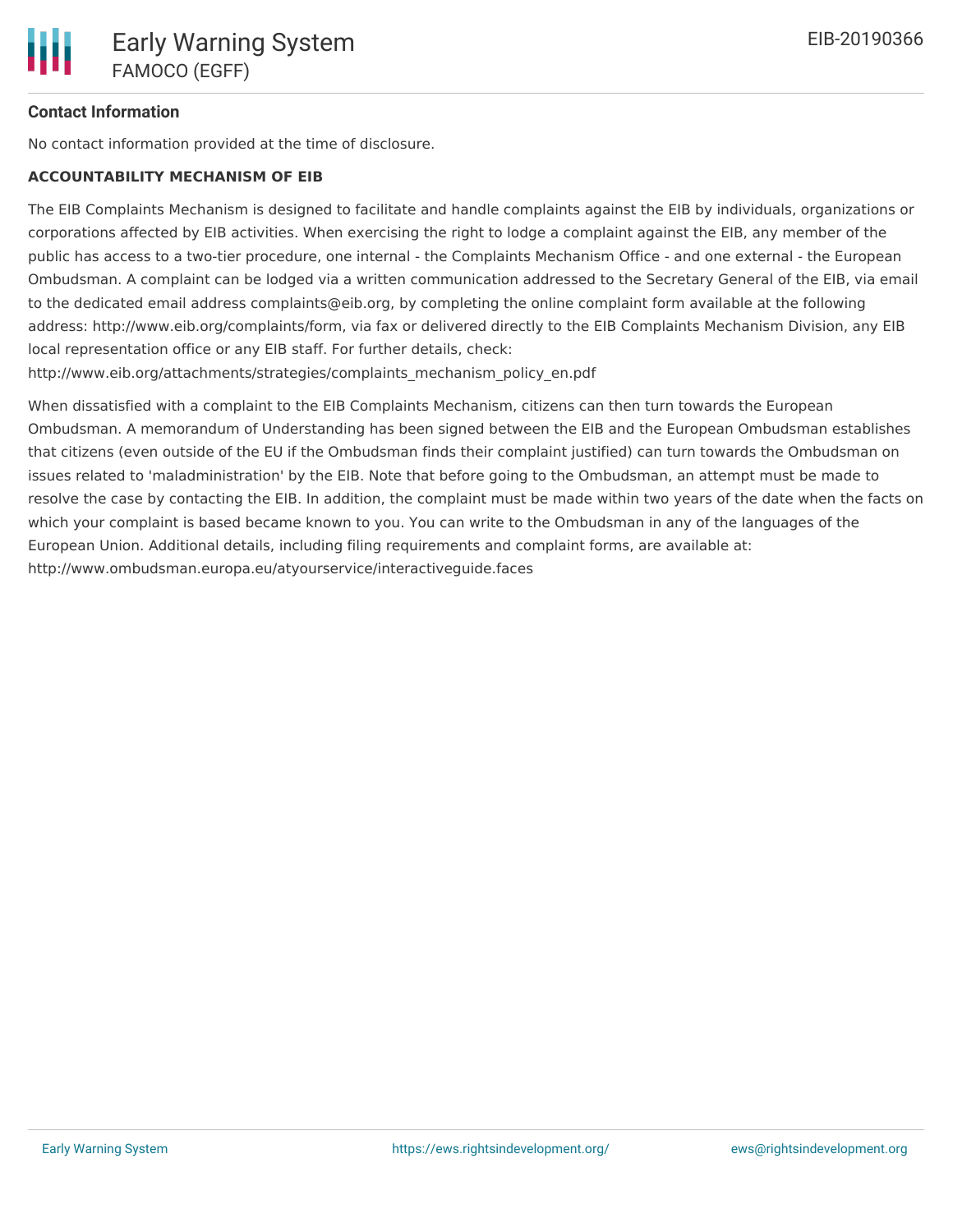**Contact Information**

No contact information provided at the time of disclosure.

**ACCOUNTABILITY MECHANISM OF EIB**

The EIB Complaints Mechanism is designed to facilitate and handle complaints against the EIB by individuals, organizations or corporations affected by EIB activities. When exercising the right to lodge a complaint against the EIB, any member of the public has access to a two-tier procedure, one internal - the Complaints Mechanism Office - and one external - the European Ombudsman. A complaint can be lodged via a written communication addressed to the Secretary General of the EIB, via email to the dedicated email address complaints@eib.org, by completing the online complaint form available at the following address: http://www.eib.org/complaints/form, via fax or delivered directly to the EIB Complaints Mechanism Division, any EIB local representation office or any EIB staff. For further details, check: http://www.eib.org/attachments/strategies/complaints_mechanism_policy_en.pdf

When dissatisfied with a complaint to the EIB Complaints Mechanism, citizens can then turn towards the European Ombudsman. A memorandum of Understanding has been signed between the EIB and the European Ombudsman establishes that citizens (even outside of the EU if the Ombudsman finds their complaint justified) can turn towards the Ombudsman on issues related to 'maladministration' by the EIB. Note that before going to the Ombudsman, an attempt must be made to resolve the case by contacting the EIB. In addition, the complaint must be made within two years of the date when the facts on which your complaint is based became known to you. You can write to the Ombudsman in any of the languages of the European Union. Additional details, including filing requirements and complaint forms, are available at: http://www.ombudsman.europa.eu/atyourservice/interactiveguide.faces